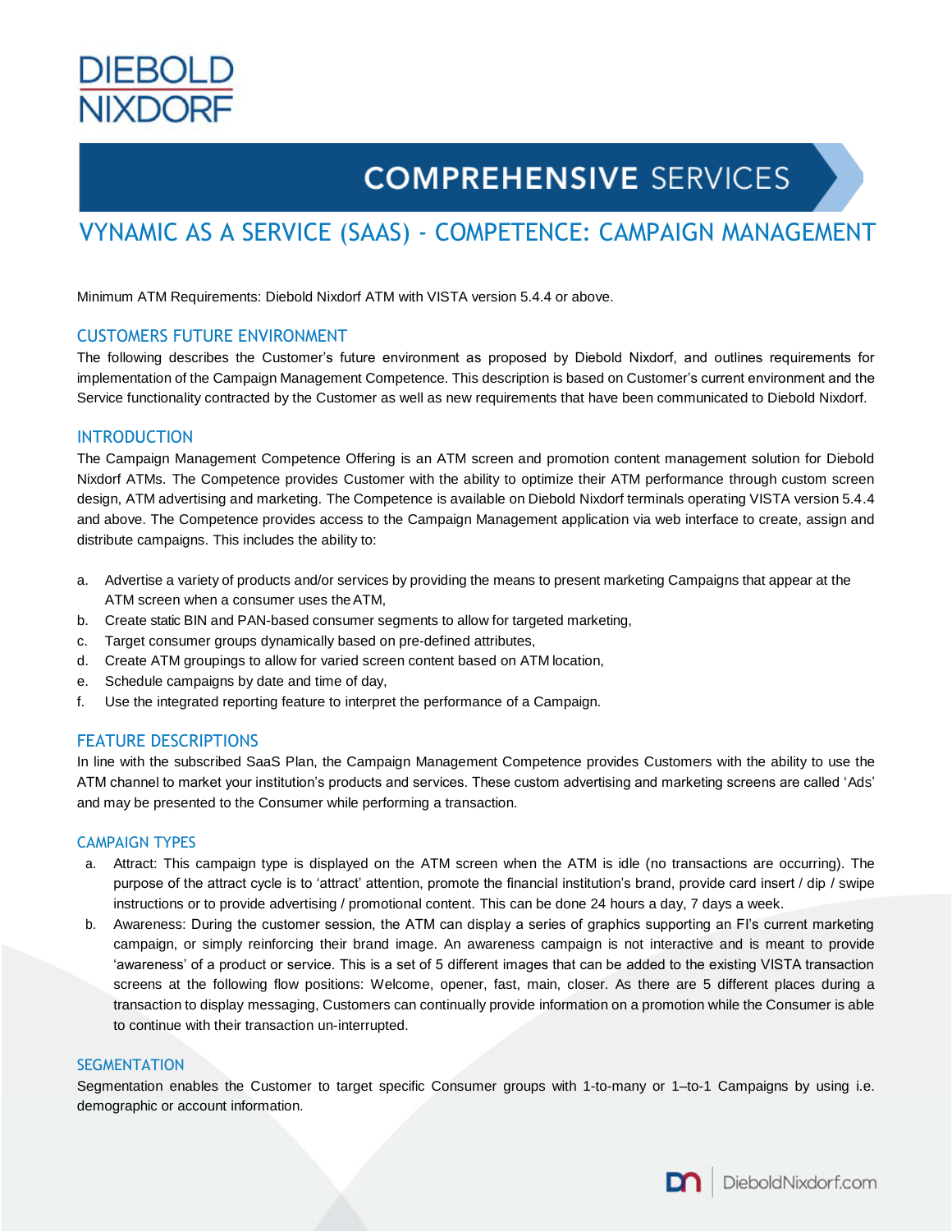# DIEBOLD NIXDORF

## COMPREHENSIVE SERVICES

## VYNAMIC AS A SERVICE (SAAS) - COMPETENCE: CAMPAIGN MANAGEMENT

Minimum ATM Requirements: Diebold Nixdorf ATM with VISTA version 5.4.4 or above.

### CUSTOMERS FUTURE ENVIRONMENT

The following describes the Customer's future environment as proposed by Diebold Nixdorf, and outlines requirements for implementation of the Campaign Management Competence. This description is based on Customer's current environment and the Service functionality contracted by the Customer as well as new requirements that have been communicated to Diebold Nixdorf.

### INTRODUCTION

The Campaign Management Competence Offering is an ATM screen and promotion content management solution for Diebold Nixdorf ATMs. The Competence provides Customer with the ability to optimize their ATM performance through custom screen design, ATM advertising and marketing. The Competence is available on Diebold Nixdorf terminals operating VISTA version 5.4.4 and above. The Competence provides access to the Campaign Management application via web interface to create, assign and distribute campaigns. This includes the ability to:

a. Advertise a variety of products and/or services by providing the means to present marketing Campaigns that appear at the ATM screen when a consumer uses the ATM,
b. Create static BIN and PAN-based consumer segments to allow for targeted marketing,
c. Target consumer groups dynamically based on pre-defined attributes,
d. Create ATM groupings to allow for varied screen content based on ATM location,
e. Schedule campaigns by date and time of day,
f. Use the integrated reporting feature to interpret the performance of a Campaign.

### FEATURE DESCRIPTIONS

In line with the subscribed SaaS Plan, the Campaign Management Competence provides Customers with the ability to use the ATM channel to market your institution's products and services. These custom advertising and marketing screens are called 'Ads' and may be presented to the Consumer while performing a transaction.

### CAMPAIGN TYPES

a. Attract: This campaign type is displayed on the ATM screen when the ATM is idle (no transactions are occurring). The purpose of the attract cycle is to 'attract' attention, promote the financial institution's brand, provide card insert / dip / swipe instructions or to provide advertising / promotional content. This can be done 24 hours a day, 7 days a week.
b. Awareness: During the customer session, the ATM can display a series of graphics supporting an FI's current marketing campaign, or simply reinforcing their brand image. An awareness campaign is not interactive and is meant to provide 'awareness' of a product or service. This is a set of 5 different images that can be added to the existing VISTA transaction screens at the following flow positions: Welcome, opener, fast, main, closer. As there are 5 different places during a transaction to display messaging, Customers can continually provide information on a promotion while the Consumer is able to continue with their transaction un-interrupted.

### SEGMENTATION

Segmentation enables the Customer to target specific Consumer groups with 1-to-many or 1–to-1 Campaigns by using i.e. demographic or account information.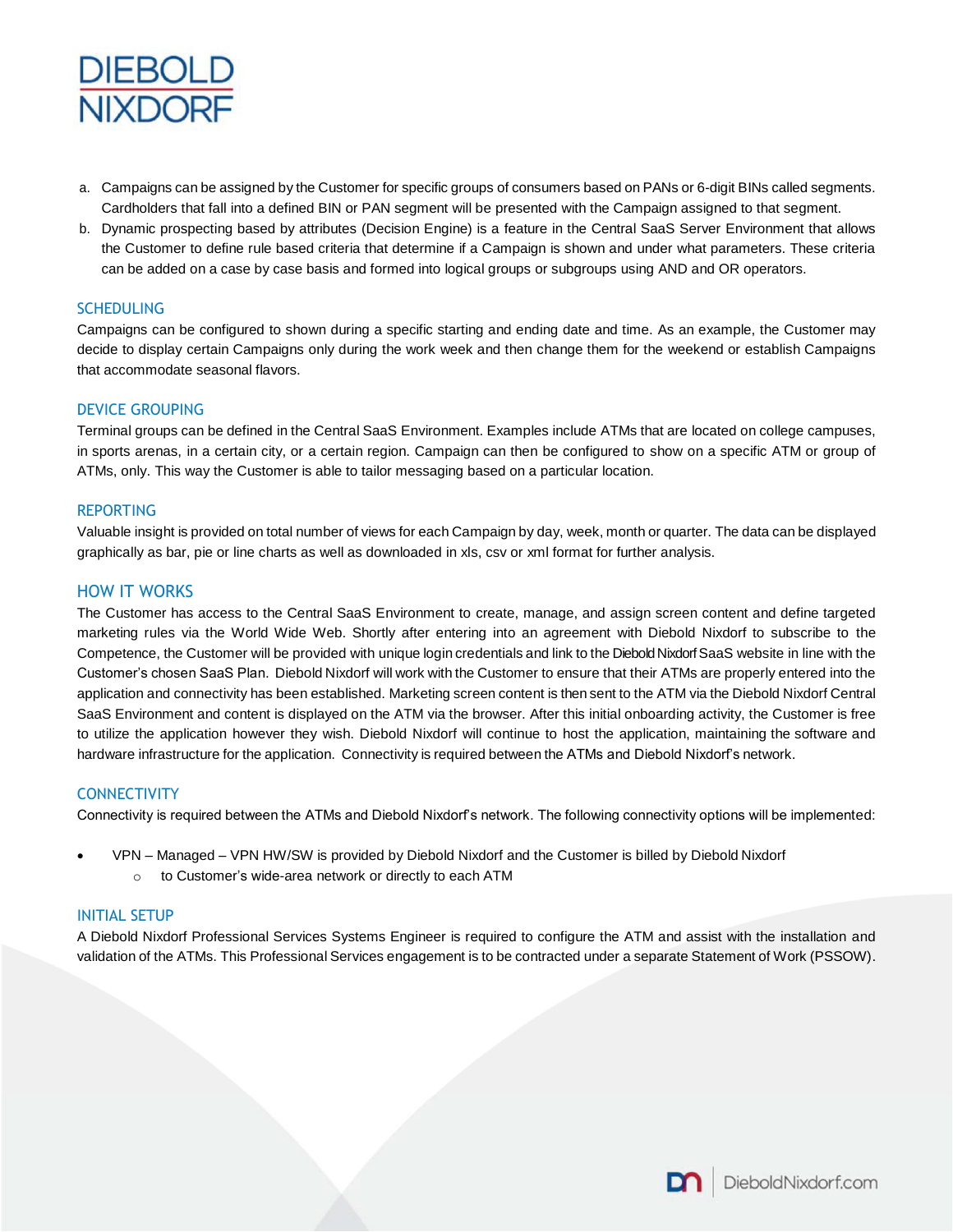a. Campaigns can be assigned by the Customer for specific groups of consumers based on PANs or 6-digit BINs called segments. Cardholders that fall into a defined BIN or PAN segment will be presented with the Campaign assigned to that segment.
b. Dynamic prospecting based by attributes (Decision Engine) is a feature in the Central SaaS Server Environment that allows the Customer to define rule based criteria that determine if a Campaign is shown and under what parameters. These criteria can be added on a case by case basis and formed into logical groups or subgroups using AND and OR operators.

## SCHEDULING

Campaigns can be configured to shown during a specific starting and ending date and time. As an example, the Customer may decide to display certain Campaigns only during the work week and then change them for the weekend or establish Campaigns that accommodate seasonal flavors.

## DEVICE GROUPING

Terminal groups can be defined in the Central SaaS Environment. Examples include ATMs that are located on college campuses, in sports arenas, in a certain city, or a certain region. Campaign can then be configured to show on a specific ATM or group of ATMs, only. This way the Customer is able to tailor messaging based on a particular location.

## REPORTING

Valuable insight is provided on total number of views for each Campaign by day, week, month or quarter. The data can be displayed graphically as bar, pie or line charts as well as downloaded in xls, csv or xml format for further analysis.

## HOW IT WORKS

The Customer has access to the Central SaaS Environment to create, manage, and assign screen content and define targeted marketing rules via the World Wide Web. Shortly after entering into an agreement with Diebold Nixdorf to subscribe to the Competence, the Customer will be provided with unique login credentials and link to the Diebold Nixdorf SaaS website in line with the Customer's chosen SaaS Plan. Diebold Nixdorf will work with the Customer to ensure that their ATMs are properly entered into the application and connectivity has been established. Marketing screen content is then sent to the ATM via the Diebold Nixdorf Central SaaS Environment and content is displayed on the ATM via the browser. After this initial onboarding activity, the Customer is free to utilize the application however they wish. Diebold Nixdorf will continue to host the application, maintaining the software and hardware infrastructure for the application. Connectivity is required between the ATMs and Diebold Nixdorf's network.

## CONNECTIVITY

Connectivity is required between the ATMs and Diebold Nixdorf's network. The following connectivity options will be implemented:

- VPN – Managed – VPN HW/SW is provided by Diebold Nixdorf and the Customer is billed by Diebold Nixdorf
  - to Customer's wide-area network or directly to each ATM

## INITIAL SETUP

A Diebold Nixdorf Professional Services Systems Engineer is required to configure the ATM and assist with the installation and validation of the ATMs. This Professional Services engagement is to be contracted under a separate Statement of Work (PSSOW).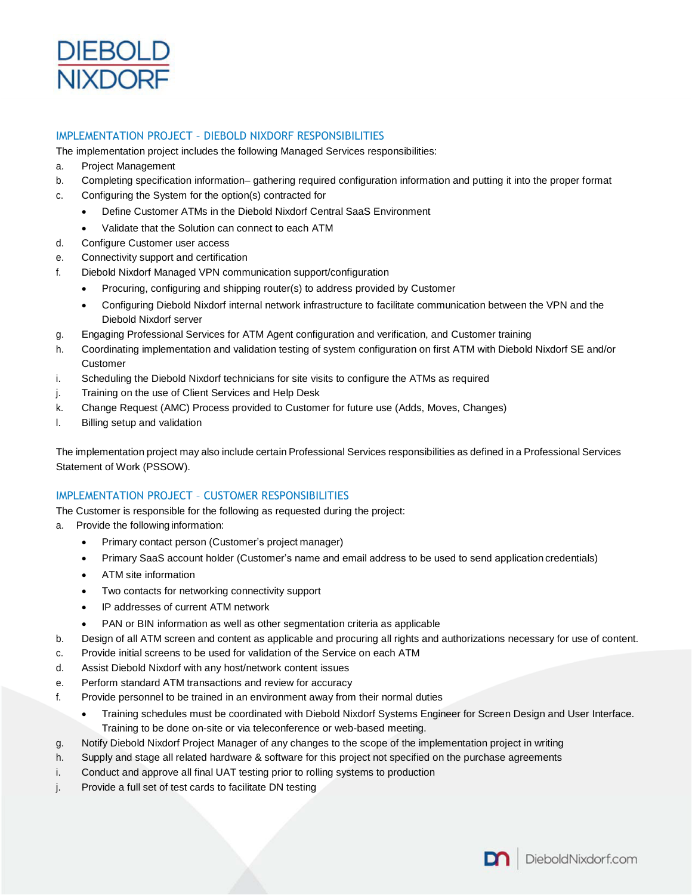## IMPLEMENTATION PROJECT – DIEBOLD NIXDORF RESPONSIBILITIES

The implementation project includes the following Managed Services responsibilities:

a. Project Management
b. Completing specification information– gathering required configuration information and putting it into the proper format
c. Configuring the System for the option(s) contracted for
   - Define Customer ATMs in the Diebold Nixdorf Central SaaS Environment
   - Validate that the Solution can connect to each ATM
d. Configure Customer user access
e. Connectivity support and certification
f. Diebold Nixdorf Managed VPN communication support/configuration
   - Procuring, configuring and shipping router(s) to address provided by Customer
   - Configuring Diebold Nixdorf internal network infrastructure to facilitate communication between the VPN and the Diebold Nixdorf server
g. Engaging Professional Services for ATM Agent configuration and verification, and Customer training
h. Coordinating implementation and validation testing of system configuration on first ATM with Diebold Nixdorf SE and/or Customer
i. Scheduling the Diebold Nixdorf technicians for site visits to configure the ATMs as required
j. Training on the use of Client Services and Help Desk
k. Change Request (AMC) Process provided to Customer for future use (Adds, Moves, Changes)
l. Billing setup and validation

The implementation project may also include certain Professional Services responsibilities as defined in a Professional Services Statement of Work (PSSOW).

## IMPLEMENTATION PROJECT – CUSTOMER RESPONSIBILITIES

The Customer is responsible for the following as requested during the project:

a. Provide the following information:
   - Primary contact person (Customer's project manager)
   - Primary SaaS account holder (Customer's name and email address to be used to send application credentials)
   - ATM site information
   - Two contacts for networking connectivity support
   - IP addresses of current ATM network
   - PAN or BIN information as well as other segmentation criteria as applicable
b. Design of all ATM screen and content as applicable and procuring all rights and authorizations necessary for use of content.
c. Provide initial screens to be used for validation of the Service on each ATM
d. Assist Diebold Nixdorf with any host/network content issues
e. Perform standard ATM transactions and review for accuracy
f. Provide personnel to be trained in an environment away from their normal duties
   - Training schedules must be coordinated with Diebold Nixdorf Systems Engineer for Screen Design and User Interface. Training to be done on-site or via teleconference or web-based meeting.
g. Notify Diebold Nixdorf Project Manager of any changes to the scope of the implementation project in writing
h. Supply and stage all related hardware & software for this project not specified on the purchase agreements
i. Conduct and approve all final UAT testing prior to rolling systems to production
j. Provide a full set of test cards to facilitate DN testing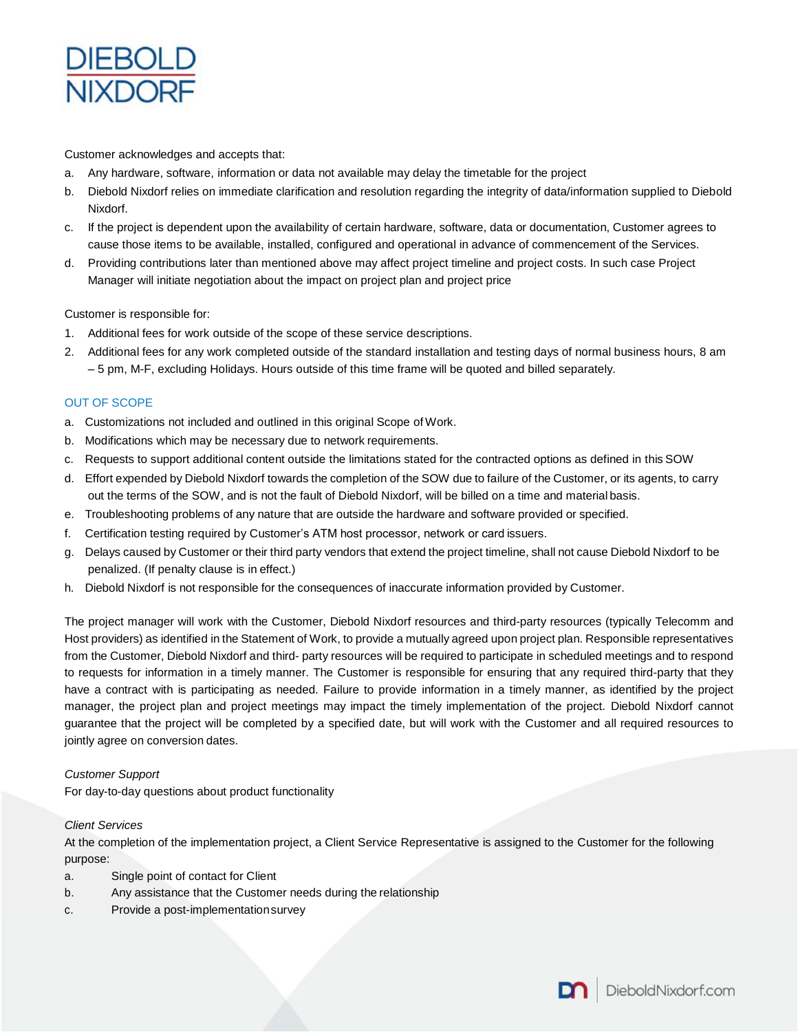Customer acknowledges and accepts that:

a. Any hardware, software, information or data not available may delay the timetable for the project
b. Diebold Nixdorf relies on immediate clarification and resolution regarding the integrity of data/information supplied to Diebold Nixdorf.
c. If the project is dependent upon the availability of certain hardware, software, data or documentation, Customer agrees to cause those items to be available, installed, configured and operational in advance of commencement of the Services.
d. Providing contributions later than mentioned above may affect project timeline and project costs. In such case Project Manager will initiate negotiation about the impact on project plan and project price

Customer is responsible for:

1. Additional fees for work outside of the scope of these service descriptions.
2. Additional fees for any work completed outside of the standard installation and testing days of normal business hours, 8 am – 5 pm, M-F, excluding Holidays. Hours outside of this time frame will be quoted and billed separately.

## OUT OF SCOPE

a. Customizations not included and outlined in this original Scope of Work.
b. Modifications which may be necessary due to network requirements.
c. Requests to support additional content outside the limitations stated for the contracted options as defined in this SOW
d. Effort expended by Diebold Nixdorf towards the completion of the SOW due to failure of the Customer, or its agents, to carry out the terms of the SOW, and is not the fault of Diebold Nixdorf, will be billed on a time and material basis.
e. Troubleshooting problems of any nature that are outside the hardware and software provided or specified.
f. Certification testing required by Customer's ATM host processor, network or card issuers.
g. Delays caused by Customer or their third party vendors that extend the project timeline, shall not cause Diebold Nixdorf to be penalized. (If penalty clause is in effect.)
h. Diebold Nixdorf is not responsible for the consequences of inaccurate information provided by Customer.

The project manager will work with the Customer, Diebold Nixdorf resources and third-party resources (typically Telecomm and Host providers) as identified in the Statement of Work, to provide a mutually agreed upon project plan. Responsible representatives from the Customer, Diebold Nixdorf and third- party resources will be required to participate in scheduled meetings and to respond to requests for information in a timely manner. The Customer is responsible for ensuring that any required third-party that they have a contract with is participating as needed. Failure to provide information in a timely manner, as identified by the project manager, the project plan and project meetings may impact the timely implementation of the project. Diebold Nixdorf cannot guarantee that the project will be completed by a specified date, but will work with the Customer and all required resources to jointly agree on conversion dates.

*Customer Support*

For day-to-day questions about product functionality

*Client Services*

At the completion of the implementation project, a Client Service Representative is assigned to the Customer for the following purpose:

a. Single point of contact for Client
b. Any assistance that the Customer needs during the relationship
c. Provide a post-implementation survey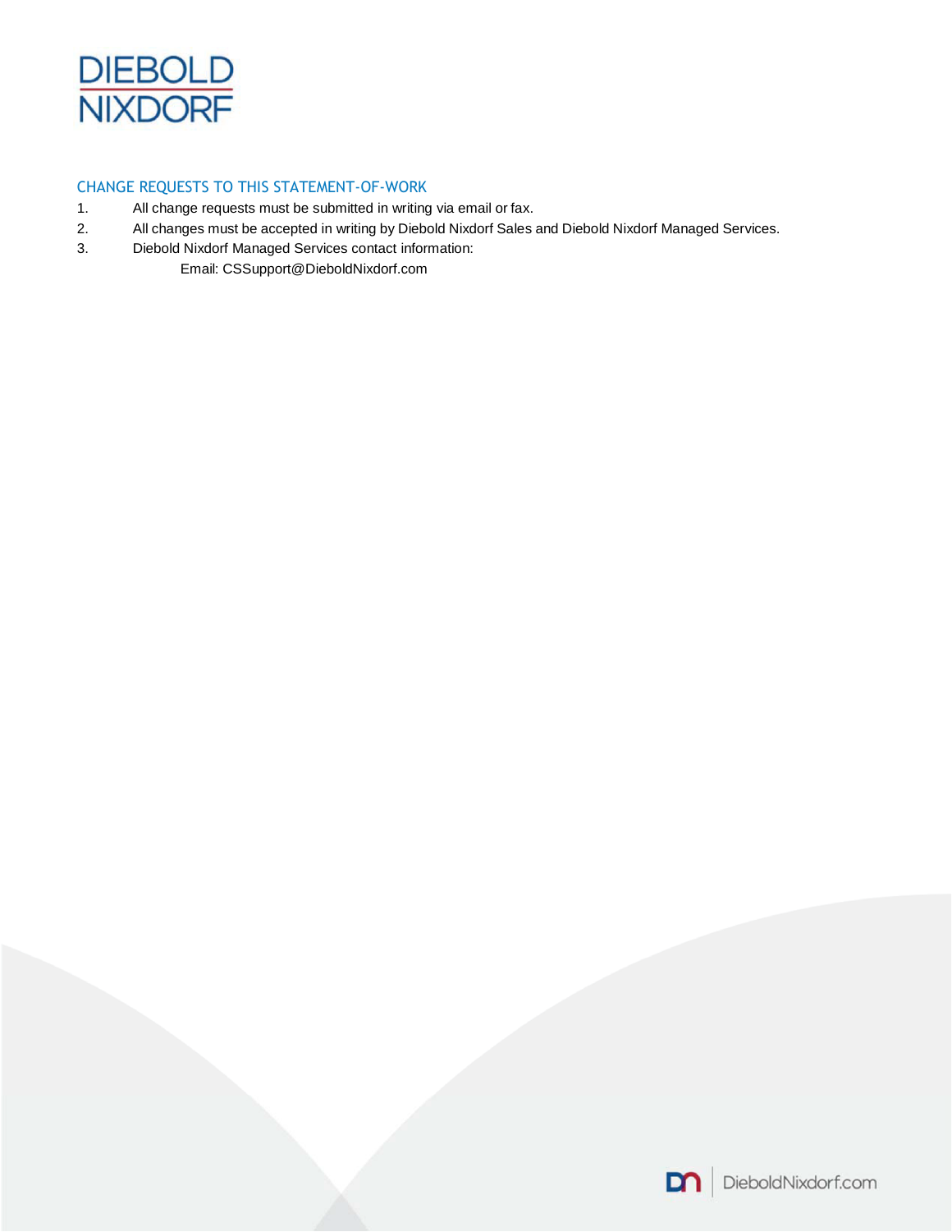## CHANGE REQUESTS TO THIS STATEMENT-OF-WORK

1. All change requests must be submitted in writing via email or fax.
2. All changes must be accepted in writing by Diebold Nixdorf Sales and Diebold Nixdorf Managed Services.
3. Diebold Nixdorf Managed Services contact information:

   Email: CSSupport@DieboldNixdorf.com